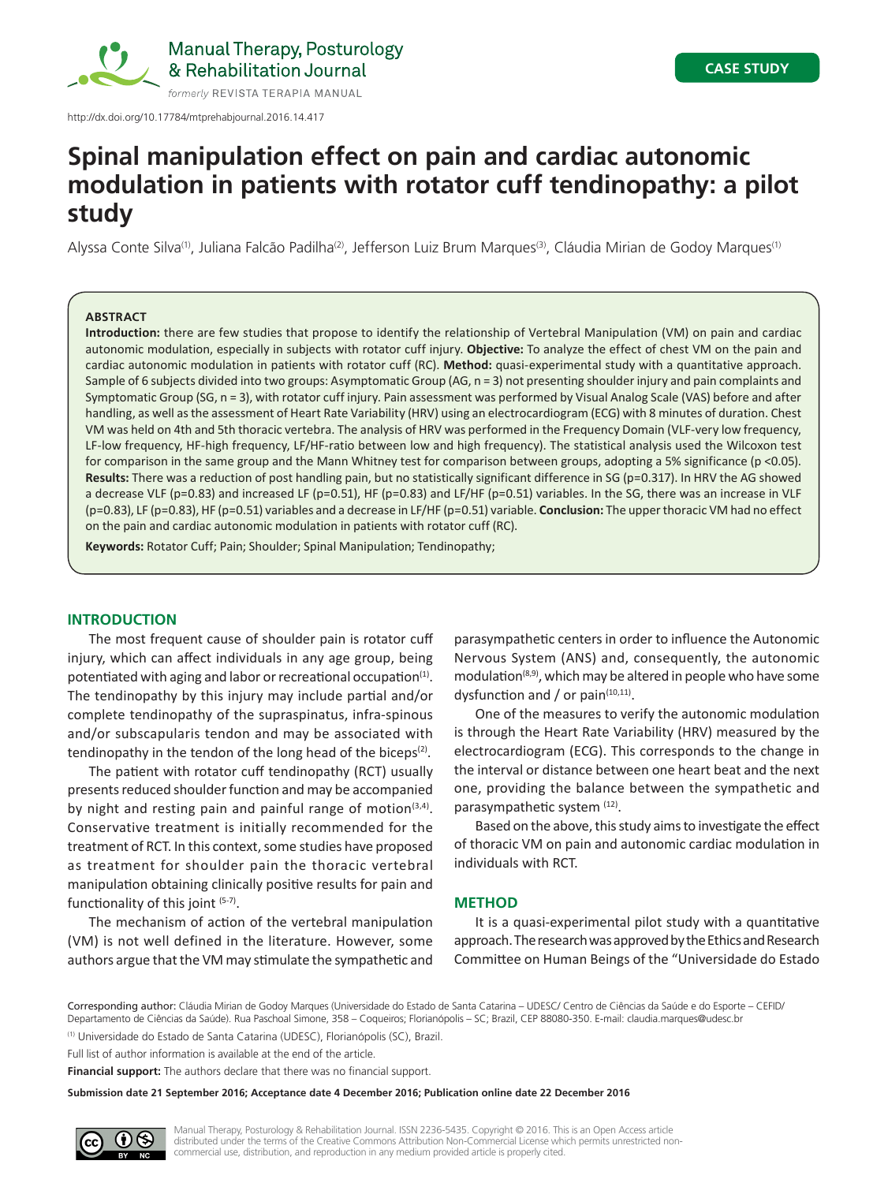CASE STUDY

http://dx.doi.org/10.17784/mtprehabjournal.2016.14.417

# Spinal manipulation effect on pain and cardiac autonomic modulation in patients with rotator cuff tendinopathy: a pilot study

Alyssa Conte Silva[1], Juliana Falcão Padilha[2], Jefferson Luiz Brum Marques[3], Cláudia Mirian de Godoy Marques[1]

### ABSTRACT

**Introduction:** there are few studies that propose to identify the relationship of Vertebral Manipulation (VM) on pain and cardiac autonomic modulation, especially in subjects with rotator cuff injury. **Objective:** To analyze the effect of chest VM on the pain and cardiac autonomic modulation in patients with rotator cuff (RC). **Method:** quasi-experimental study with a quantitative approach. Sample of 6 subjects divided into two groups: Asymptomatic Group (AG, n = 3) not presenting shoulder injury and pain complaints and Symptomatic Group (SG, n = 3), with rotator cuff injury. Pain assessment was performed by Visual Analog Scale (VAS) before and after handling, as well as the assessment of Heart Rate Variability (HRV) using an electrocardiogram (ECG) with 8 minutes of duration. Chest VM was held on 4th and 5th thoracic vertebra. The analysis of HRV was performed in the Frequency Domain (VLF-very low frequency, LF-low frequency, HF-high frequency, LF/HF-ratio between low and high frequency). The statistical analysis used the Wilcoxon test for comparison in the same group and the Mann Whitney test for comparison between groups, adopting a 5% significance ($p < 0.05$). **Results:** There was a reduction of post handling pain, but no statistically significant difference in SG ($p=0.317$). In HRV the AG showed a decrease VLF ($p=0.83$) and increased LF ($p=0.51$), HF ($p=0.83$) and LF/HF ($p=0.51$) variables. In the SG, there was an increase in VLF ($p=0.83$), LF ($p=0.83$), HF ($p=0.51$) variables and a decrease in LF/HF ($p=0.51$) variable. **Conclusion:** The upper thoracic VM had no effect on the pain and cardiac autonomic modulation in patients with rotator cuff (RC).

**Keywords:** Rotator Cuff; Pain; Shoulder; Spinal Manipulation; Tendinopathy;

## INTRODUCTION

The most frequent cause of shoulder pain is rotator cuff injury, which can affect individuals in any age group, being potentiated with aging and labor or recreational occupation[1]. The tendinopathy by this injury may include partial and/or complete tendinopathy of the supraspinatus, infra-spinous and/or subscapularis tendon and may be associated with tendinopathy in the tendon of the long head of the biceps[2].

The patient with rotator cuff tendinopathy (RCT) usually presents reduced shoulder function and may be accompanied by night and resting pain and painful range of motion[3,4]. Conservative treatment is initially recommended for the treatment of RCT. In this context, some studies have proposed as treatment for shoulder pain the thoracic vertebral manipulation obtaining clinically positive results for pain and functionality of this joint [5-7].

The mechanism of action of the vertebral manipulation (VM) is not well defined in the literature. However, some authors argue that the VM may stimulate the sympathetic and parasympathetic centers in order to influence the Autonomic Nervous System (ANS) and, consequently, the autonomic modulation[8,9], which may be altered in people who have some dysfunction and / or pain[10,11].

One of the measures to verify the autonomic modulation is through the Heart Rate Variability (HRV) measured by the electrocardiogram (ECG). This corresponds to the change in the interval or distance between one heart beat and the next one, providing the balance between the sympathetic and parasympathetic system [12].

Based on the above, this study aims to investigate the effect of thoracic VM on pain and autonomic cardiac modulation in individuals with RCT.

## METHOD

It is a quasi-experimental pilot study with a quantitative approach. The research was approved by the Ethics and Research Committee on Human Beings of the "Universidade do Estado

Corresponding author: Cláudia Mirian de Godoy Marques (Universidade do Estado de Santa Catarina – UDESC/ Centro de Ciências da Saúde e do Esporte – CEFID/ Departamento de Ciências da Saúde). Rua Paschoal Simone, 358 – Coqueiros; Florianópolis – SC; Brazil, CEP 88080-350. E-mail: claudia.marques@udesc.br

[1] Universidade do Estado de Santa Catarina (UDESC), Florianópolis (SC), Brazil.

Full list of author information is available at the end of the article.

**Financial support:** The authors declare that there was no financial support.

**Submission date 21 September 2016; Acceptance date 4 December 2016; Publication online date 22 December 2016**

Manual Therapy, Posturology & Rehabilitation Journal. ISSN 2236-5435. Copyright © 2016. This is an Open Access article distributed under the terms of the Creative Commons Attribution Non-Commercial License which permits unrestricted non-commercial use, distribution, and reproduction in any medium provided article is properly cited.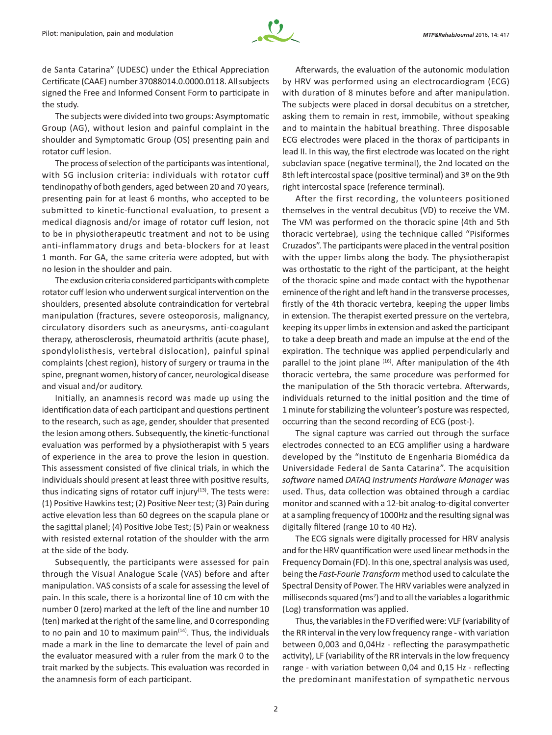de Santa Catarina" (UDESC) under the Ethical Appreciation Certificate (CAAE) number 37088014.0.0000.0118. All subjects signed the Free and Informed Consent Form to participate in the study.

The subjects were divided into two groups: Asymptomatic Group (AG), without lesion and painful complaint in the shoulder and Symptomatic Group (OS) presenting pain and rotator cuff lesion.

The process of selection of the participants was intentional, with SG inclusion criteria: individuals with rotator cuff tendinopathy of both genders, aged between 20 and 70 years, presenting pain for at least 6 months, who accepted to be submitted to kinetic-functional evaluation, to present a medical diagnosis and/or image of rotator cuff lesion, not to be in physiotherapeutic treatment and not to be using anti-inflammatory drugs and beta-blockers for at least 1 month. For GA, the same criteria were adopted, but with no lesion in the shoulder and pain.

The exclusion criteria considered participants with complete rotator cuff lesion who underwent surgical intervention on the shoulders, presented absolute contraindication for vertebral manipulation (fractures, severe osteoporosis, malignancy, circulatory disorders such as aneurysms, anti-coagulant therapy, atherosclerosis, rheumatoid arthritis (acute phase), spondylolisthesis, vertebral dislocation), painful spinal complaints (chest region), history of surgery or trauma in the spine, pregnant women, history of cancer, neurological disease and visual and/or auditory.

Initially, an anamnesis record was made up using the identification data of each participant and questions pertinent to the research, such as age, gender, shoulder that presented the lesion among others. Subsequently, the kinetic-functional evaluation was performed by a physiotherapist with 5 years of experience in the area to prove the lesion in question. This assessment consisted of five clinical trials, in which the individuals should present at least three with positive results, thus indicating signs of rotator cuff injury[13]. The tests were: (1) Positive Hawkins test; (2) Positive Neer test; (3) Pain during active elevation less than 60 degrees on the scapula plane or the sagittal planel; (4) Positive Jobe Test; (5) Pain or weakness with resisted external rotation of the shoulder with the arm at the side of the body.

Subsequently, the participants were assessed for pain through the Visual Analogue Scale (VAS) before and after manipulation. VAS consists of a scale for assessing the level of pain. In this scale, there is a horizontal line of 10 cm with the number 0 (zero) marked at the left of the line and number 10 (ten) marked at the right of the same line, and 0 corresponding to no pain and 10 to maximum pain[14]. Thus, the individuals made a mark in the line to demarcate the level of pain and the evaluator measured with a ruler from the mark 0 to the trait marked by the subjects. This evaluation was recorded in the anamnesis form of each participant.

Afterwards, the evaluation of the autonomic modulation by HRV was performed using an electrocardiogram (ECG) with duration of 8 minutes before and after manipulation. The subjects were placed in dorsal decubitus on a stretcher, asking them to remain in rest, immobile, without speaking and to maintain the habitual breathing. Three disposable ECG electrodes were placed in the thorax of participants in lead II. In this way, the first electrode was located on the right subclavian space (negative terminal), the 2nd located on the 8th left intercostal space (positive terminal) and 3º on the 9th right intercostal space (reference terminal).

After the first recording, the volunteers positioned themselves in the ventral decubitus (VD) to receive the VM. The VM was performed on the thoracic spine (4th and 5th thoracic vertebrae), using the technique called "Pisiformes Cruzados". The participants were placed in the ventral position with the upper limbs along the body. The physiotherapist was orthostatic to the right of the participant, at the height of the thoracic spine and made contact with the hypothenar eminence of the right and left hand in the transverse processes, firstly of the 4th thoracic vertebra, keeping the upper limbs in extension. The therapist exerted pressure on the vertebra, keeping its upper limbs in extension and asked the participant to take a deep breath and made an impulse at the end of the expiration. The technique was applied perpendicularly and parallel to the joint plane [16]. After manipulation of the 4th thoracic vertebra, the same procedure was performed for the manipulation of the 5th thoracic vertebra. Afterwards, individuals returned to the initial position and the time of 1 minute for stabilizing the volunteer's posture was respected, occurring than the second recording of ECG (post-).

The signal capture was carried out through the surface electrodes connected to an ECG amplifier using a hardware developed by the "Instituto de Engenharia Biomédica da Universidade Federal de Santa Catarina". The acquisition *software* named *DATAQ Instruments Hardware Manager* was used. Thus, data collection was obtained through a cardiac monitor and scanned with a 12-bit analog-to-digital converter at a sampling frequency of 1000Hz and the resulting signal was digitally filtered (range 10 to 40 Hz).

The ECG signals were digitally processed for HRV analysis and for the HRV quantification were used linear methods in the Frequency Domain (FD). In this one, spectral analysis was used, being the *Fast-Fourie Transform* method used to calculate the Spectral Density of Power. The HRV variables were analyzed in milliseconds squared ($ms^2$) and to all the variables a logarithmic (Log) transformation was applied.

Thus, the variables in the FD verified were: VLF (variability of the RR interval in the very low frequency range - with variation between 0,003 and 0,04Hz - reflecting the parasympathetic activity), LF (variability of the RR intervals in the low frequency range - with variation between 0,04 and 0,15 Hz - reflecting the predominant manifestation of sympathetic nervous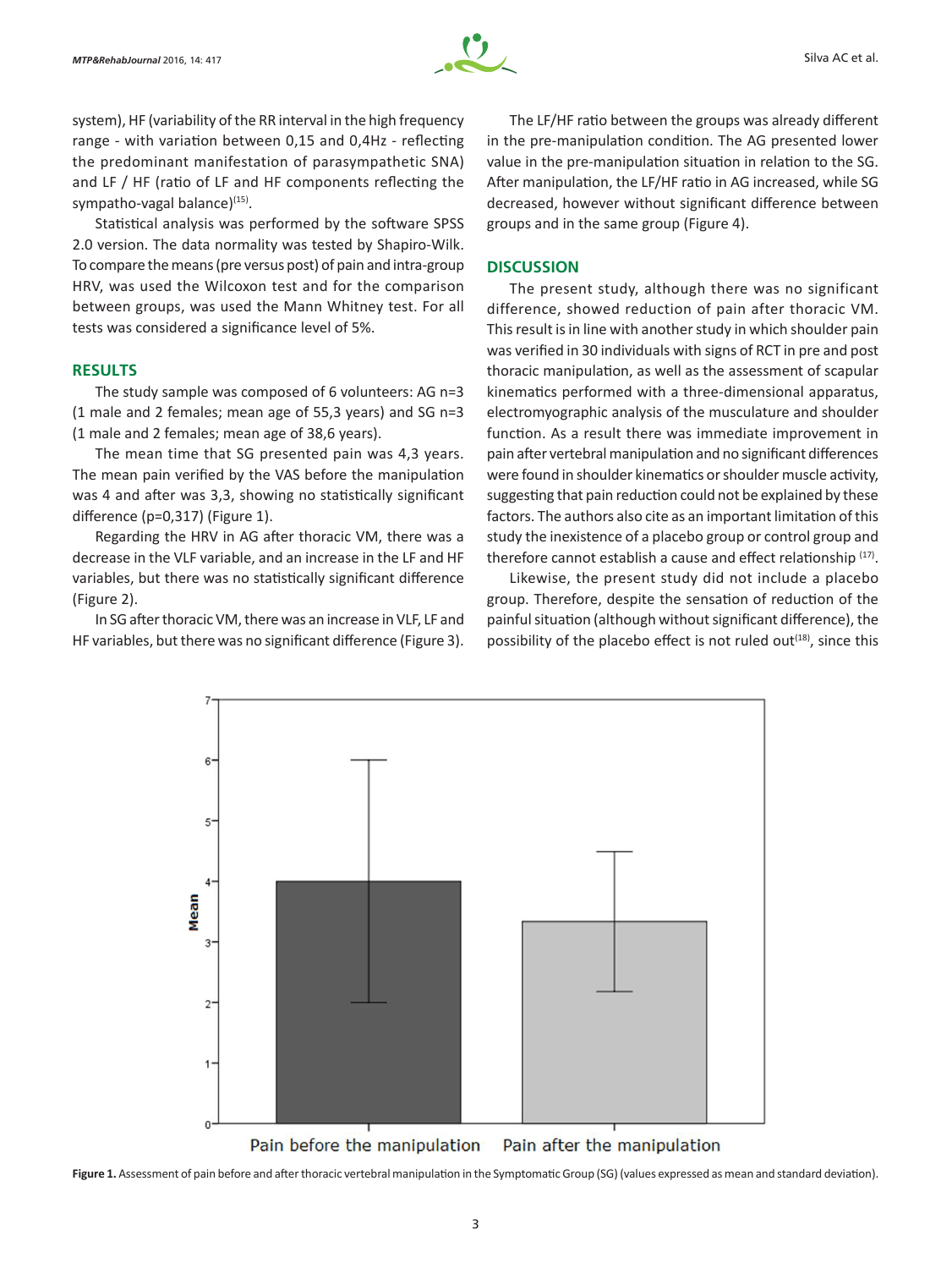system), HF (variability of the RR interval in the high frequency range - with variation between 0,15 and 0,4Hz - reflecting the predominant manifestation of parasympathetic SNA) and LF / HF (ratio of LF and HF components reflecting the sympatho-vagal balance)[15].

Statistical analysis was performed by the software SPSS 2.0 version. The data normality was tested by Shapiro-Wilk. To compare the means (pre versus post) of pain and intra-group HRV, was used the Wilcoxon test and for the comparison between groups, was used the Mann Whitney test. For all tests was considered a significance level of 5%.

## RESULTS

The study sample was composed of 6 volunteers: AG n=3 (1 male and 2 females; mean age of 55,3 years) and SG n=3 (1 male and 2 females; mean age of 38,6 years).

The mean time that SG presented pain was 4,3 years. The mean pain verified by the VAS before the manipulation was 4 and after was 3,3, showing no statistically significant difference (p=0,317) (Figure 1).

Regarding the HRV in AG after thoracic VM, there was a decrease in the VLF variable, and an increase in the LF and HF variables, but there was no statistically significant difference (Figure 2).

In SG after thoracic VM, there was an increase in VLF, LF and HF variables, but there was no significant difference (Figure 3).

The LF/HF ratio between the groups was already different in the pre-manipulation condition. The AG presented lower value in the pre-manipulation situation in relation to the SG. After manipulation, the LF/HF ratio in AG increased, while SG decreased, however without significant difference between groups and in the same group (Figure 4).

## DISCUSSION

The present study, although there was no significant difference, showed reduction of pain after thoracic VM. This result is in line with another study in which shoulder pain was verified in 30 individuals with signs of RCT in pre and post thoracic manipulation, as well as the assessment of scapular kinematics performed with a three-dimensional apparatus, electromyographic analysis of the musculature and shoulder function. As a result there was immediate improvement in pain after vertebral manipulation and no significant differences were found in shoulder kinematics or shoulder muscle activity, suggesting that pain reduction could not be explained by these factors. The authors also cite as an important limitation of this study the inexistence of a placebo group or control group and therefore cannot establish a cause and effect relationship [17].

Likewise, the present study did not include a placebo group. Therefore, despite the sensation of reduction of the painful situation (although without significant difference), the possibility of the placebo effect is not ruled out[18], since this

**Figure 1.** Assessment of pain before and after thoracic vertebral manipulation in the Symptomatic Group (SG) (values expressed as mean and standard deviation).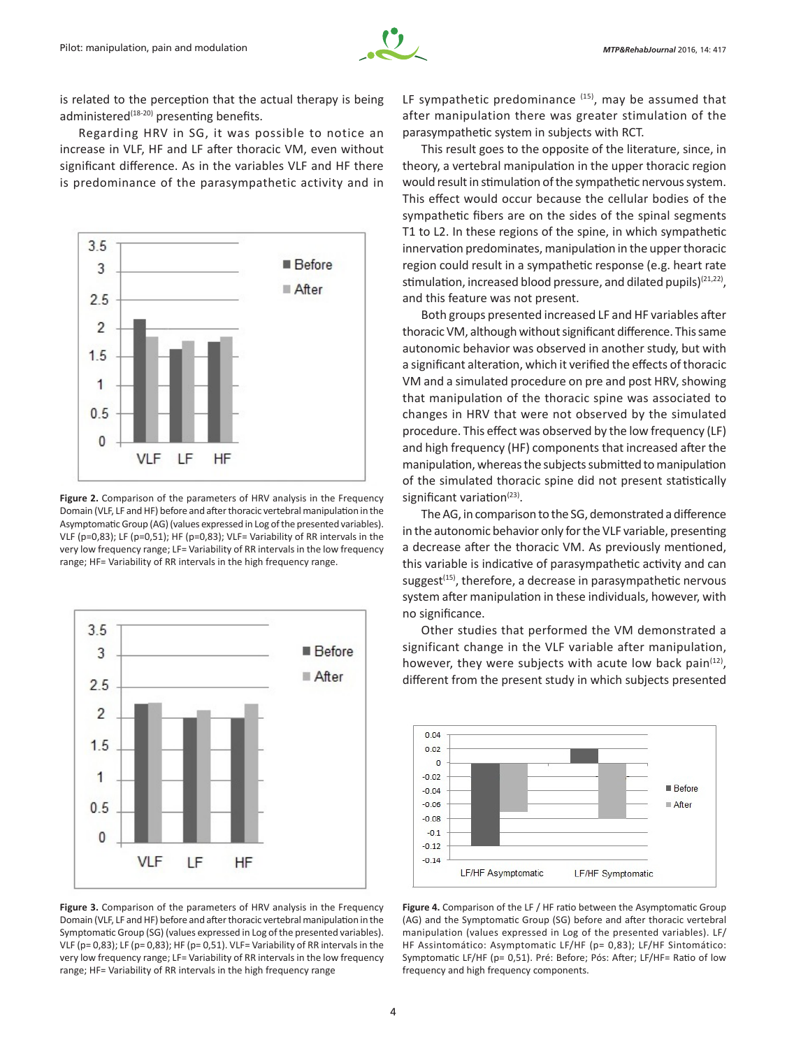is related to the perception that the actual therapy is being administered[18-20] presenting benefits.

Regarding HRV in SG, it was possible to notice an increase in VLF, HF and LF after thoracic VM, even without significant difference. As in the variables VLF and HF there is predominance of the parasympathetic activity and in LF sympathetic predominance [15], may be assumed that after manipulation there was greater stimulation of the parasympathetic system in subjects with RCT.

This result goes to the opposite of the literature, since, in theory, a vertebral manipulation in the upper thoracic region would result in stimulation of the sympathetic nervous system. This effect would occur because the cellular bodies of the sympathetic fibers are on the sides of the spinal segments T1 to L2. In these regions of the spine, in which sympathetic innervation predominates, manipulation in the upper thoracic region could result in a sympathetic response (e.g. heart rate stimulation, increased blood pressure, and dilated pupils)[21,22], and this feature was not present.

Both groups presented increased LF and HF variables after thoracic VM, although without significant difference. This same autonomic behavior was observed in another study, but with a significant alteration, which it verified the effects of thoracic VM and a simulated procedure on pre and post HRV, showing that manipulation of the thoracic spine was associated to changes in HRV that were not observed by the simulated procedure. This effect was observed by the low frequency (LF) and high frequency (HF) components that increased after the manipulation, whereas the subjects submitted to manipulation of the simulated thoracic spine did not present statistically significant variation[23].

The AG, in comparison to the SG, demonstrated a difference in the autonomic behavior only for the VLF variable, presenting a decrease after the thoracic VM. As previously mentioned, this variable is indicative of parasympathetic activity and can suggest[15], therefore, a decrease in parasympathetic nervous system after manipulation in these individuals, however, with no significance.

Other studies that performed the VM demonstrated a significant change in the VLF variable after manipulation, however, they were subjects with acute low back pain[12], different from the present study in which subjects presented

**Figure 2.** Comparison of the parameters of HRV analysis in the Frequency Domain (VLF, LF and HF) before and after thoracic vertebral manipulation in the Asymptomatic Group (AG) (values expressed in Log of the presented variables). VLF (p=0,83); LF (p=0,51); HF (p=0,83); VLF= Variability of RR intervals in the very low frequency range; LF= Variability of RR intervals in the low frequency range; HF= Variability of RR intervals in the high frequency range.

**Figure 3.** Comparison of the parameters of HRV analysis in the Frequency Domain (VLF, LF and HF) before and after thoracic vertebral manipulation in the Symptomatic Group (SG) (values expressed in Log of the presented variables). VLF (p= 0,83); LF (p= 0,83); HF (p= 0,51). VLF= Variability of RR intervals in the very low frequency range; LF= Variability of RR intervals in the low frequency range; HF= Variability of RR intervals in the high frequency range

**Figure 4.** Comparison of the LF / HF ratio between the Asymptomatic Group (AG) and the Symptomatic Group (SG) before and after thoracic vertebral manipulation (values expressed in Log of the presented variables). LF/HF Assintomático: Asymptomatic LF/HF (p= 0,83); LF/HF Sintomático: Symptomatic LF/HF (p= 0,51). Pré: Before; Pós: After; LF/HF= Ratio of low frequency and high frequency components.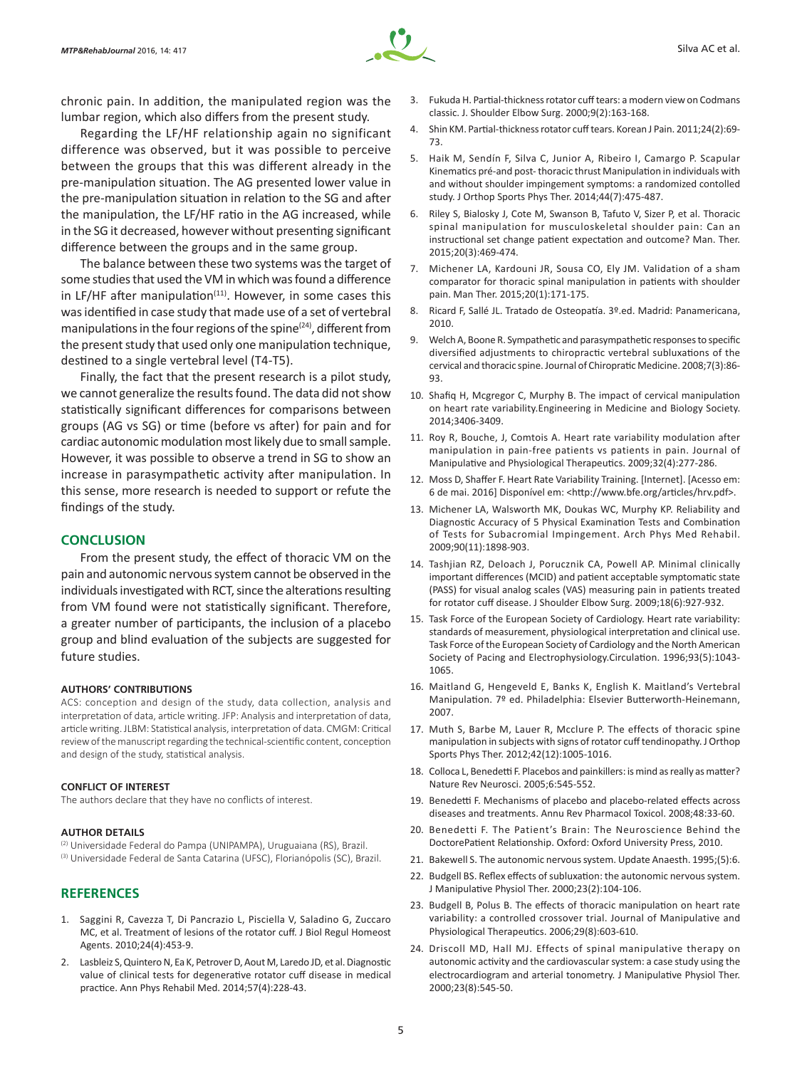chronic pain. In addition, the manipulated region was the lumbar region, which also differs from the present study.

Regarding the LF/HF relationship again no significant difference was observed, but it was possible to perceive between the groups that this was different already in the pre-manipulation situation. The AG presented lower value in the pre-manipulation situation in relation to the SG and after the manipulation, the LF/HF ratio in the AG increased, while in the SG it decreased, however without presenting significant difference between the groups and in the same group.

The balance between these two systems was the target of some studies that used the VM in which was found a difference in LF/HF after manipulation[11]. However, in some cases this was identified in case study that made use of a set of vertebral manipulations in the four regions of the spine[24], different from the present study that used only one manipulation technique, destined to a single vertebral level (T4-T5).

Finally, the fact that the present research is a pilot study, we cannot generalize the results found. The data did not show statistically significant differences for comparisons between groups (AG vs SG) or time (before vs after) for pain and for cardiac autonomic modulation most likely due to small sample. However, it was possible to observe a trend in SG to show an increase in parasympathetic activity after manipulation. In this sense, more research is needed to support or refute the findings of the study.

## CONCLUSION

From the present study, the effect of thoracic VM on the pain and autonomic nervous system cannot be observed in the individuals investigated with RCT, since the alterations resulting from VM found were not statistically significant. Therefore, a greater number of participants, the inclusion of a placebo group and blind evaluation of the subjects are suggested for future studies.

#### AUTHORS' CONTRIBUTIONS

ACS: conception and design of the study, data collection, analysis and interpretation of data, article writing. JFP: Analysis and interpretation of data, article writing. JLBM: Statistical analysis, interpretation of data. CMGM: Critical review of the manuscript regarding the technical-scientific content, conception and design of the study, statistical analysis.

#### CONFLICT OF INTEREST

The authors declare that they have no conflicts of interest.

#### AUTHOR DETAILS

[2] Universidade Federal do Pampa (UNIPAMPA), Uruguaiana (RS), Brazil.
[3] Universidade Federal de Santa Catarina (UFSC), Florianópolis (SC), Brazil.

## REFERENCES

1. Saggini R, Cavezza T, Di Pancrazio L, Pisciella V, Saladino G, Zuccaro MC, et al. Treatment of lesions of the rotator cuff. J Biol Regul Homeost Agents. 2010;24(4):453-9.
2. Lasbleiz S, Quintero N, Ea K, Petrover D, Aout M, Laredo JD, et al. Diagnostic value of clinical tests for degenerative rotator cuff disease in medical practice. Ann Phys Rehabil Med. 2014;57(4):228-43.
3. Fukuda H. Partial-thickness rotator cuff tears: a modern view on Codmans classic. J. Shoulder Elbow Surg. 2000;9(2):163-168.
4. Shin KM. Partial-thickness rotator cuff tears. Korean J Pain. 2011;24(2):69-73.
5. Haik M, Sendín F, Silva C, Junior A, Ribeiro I, Camargo P. Scapular Kinematics pré-and post- thoracic thrust Manipulation in individuals with and without shoulder impingement symptoms: a randomized contolled study. J Orthop Sports Phys Ther. 2014;44(7):475-487.
6. Riley S, Bialosky J, Cote M, Swanson B, Tafuto V, Sizer P, et al. Thoracic spinal manipulation for musculoskeletal shoulder pain: Can an instructional set change patient expectation and outcome? Man. Ther. 2015;20(3):469-474.
7. Michener LA, Kardouni JR, Sousa CO, Ely JM. Validation of a sham comparator for thoracic spinal manipulation in patients with shoulder pain. Man Ther. 2015;20(1):171-175.
8. Ricard F, Sallé JL. Tratado de Osteopatía. 3º.ed. Madrid: Panamericana, 2010.
9. Welch A, Boone R. Sympathetic and parasympathetic responses to specific diversified adjustments to chiropractic vertebral subluxations of the cervical and thoracic spine. Journal of Chiropratic Medicine. 2008;7(3):86-93.
10. Shafiq H, Mcgregor C, Murphy B. The impact of cervical manipulation on heart rate variability.Engineering in Medicine and Biology Society. 2014;3406-3409.
11. Roy R, Bouche, J, Comtois A. Heart rate variability modulation after manipulation in pain-free patients vs patients in pain. Journal of Manipulative and Physiological Therapeutics. 2009;32(4):277-286.
12. Moss D, Shaffer F. Heart Rate Variability Training. [Internet]. [Acesso em: 6 de mai. 2016] Disponível em: <http://www.bfe.org/articles/hrv.pdf>.
13. Michener LA, Walsworth MK, Doukas WC, Murphy KP. Reliability and Diagnostic Accuracy of 5 Physical Examination Tests and Combination of Tests for Subacromial Impingement. Arch Phys Med Rehabil. 2009;90(11):1898-903.
14. Tashjian RZ, Deloach J, Porucznik CA, Powell AP. Minimal clinically important differences (MCID) and patient acceptable symptomatic state (PASS) for visual analog scales (VAS) measuring pain in patients treated for rotator cuff disease. J Shoulder Elbow Surg. 2009;18(6):927-932.
15. Task Force of the European Society of Cardiology. Heart rate variability: standards of measurement, physiological interpretation and clinical use. Task Force of the European Society of Cardiology and the North American Society of Pacing and Electrophysiology.Circulation. 1996;93(5):1043-1065.
16. Maitland G, Hengeveld E, Banks K, English K. Maitland's Vertebral Manipulation. 7º ed. Philadelphia: Elsevier Butterworth-Heinemann, 2007.
17. Muth S, Barbe M, Lauer R, Mcclure P. The effects of thoracic spine manipulation in subjects with signs of rotator cuff tendinopathy. J Orthop Sports Phys Ther. 2012;42(12):1005-1016.
18. Colloca L, Benedetti F. Placebos and painkillers: is mind as really as matter? Nature Rev Neurosci. 2005;6:545-552.
19. Benedetti F. Mechanisms of placebo and placebo-related effects across diseases and treatments. Annu Rev Pharmacol Toxicol. 2008;48:33-60.
20. Benedetti F. The Patient's Brain: The Neuroscience Behind the DoctorePatient Relationship. Oxford: Oxford University Press, 2010.
21. Bakewell S. The autonomic nervous system. Update Anaesth. 1995;(5):6.
22. Budgell BS. Reflex effects of subluxation: the autonomic nervous system. J Manipulative Physiol Ther. 2000;23(2):104-106.
23. Budgell B, Polus B. The effects of thoracic manipulation on heart rate variability: a controlled crossover trial. Journal of Manipulative and Physiological Therapeutics. 2006;29(8):603-610.
24. Driscoll MD, Hall MJ. Effects of spinal manipulative therapy on autonomic activity and the cardiovascular system: a case study using the electrocardiogram and arterial tonometry. J Manipulative Physiol Ther. 2000;23(8):545-50.